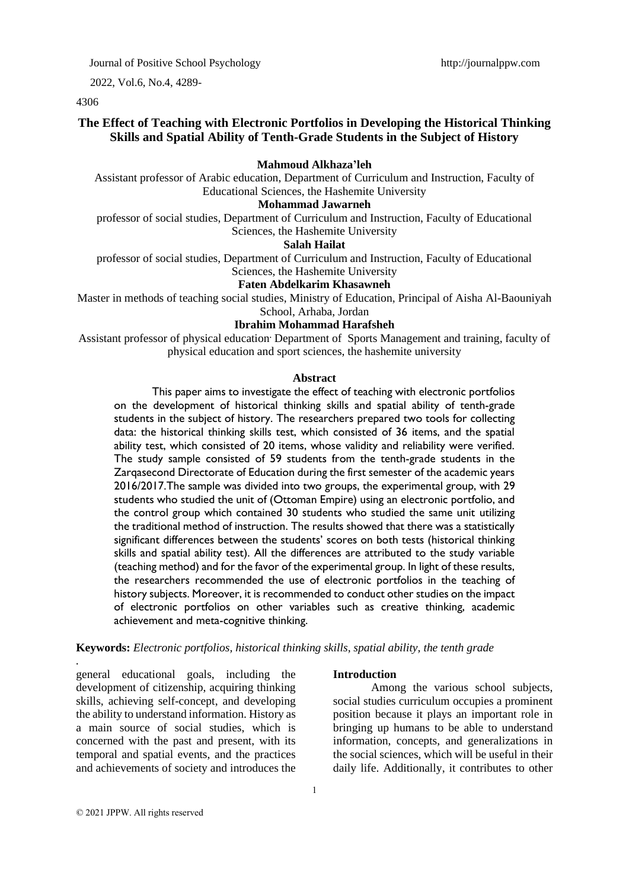# The Effect of Teaching with Electronic Portfolios in Developing the Historical Thinking Skills and Spatial Ability of Tenth-Grade Students in the Subject of History

**Mahmoud Alkhaza'leh**

Assistant professor of Arabic education, Department of Curriculum and Instruction, Faculty of Educational Sciences, the Hashemite University

**Mohammad Jawarneh**

professor of social studies, Department of Curriculum and Instruction, Faculty of Educational Sciences, the Hashemite University

**Salah Hailat**

professor of social studies, Department of Curriculum and Instruction, Faculty of Educational Sciences, the Hashemite University

**Faten Abdelkarim Khasawneh**

Master in methods of teaching social studies, Ministry of Education, Principal of Aisha Al-Baouniyah School, Arhaba, Jordan

**Ibrahim Mohammad Harafsheh**

Assistant professor of physical education. Department of Sports Management and training, faculty of physical education and sport sciences, the hashemite university

## Abstract

This paper aims to investigate the effect of teaching with electronic portfolios on the development of historical thinking skills and spatial ability of tenth-grade students in the subject of history. The researchers prepared two tools for collecting data: the historical thinking skills test, which consisted of 36 items, and the spatial ability test, which consisted of 20 items, whose validity and reliability were verified. The study sample consisted of 59 students from the tenth-grade students in the Zarqasecond Directorate of Education during the first semester of the academic years 2016/2017.The sample was divided into two groups, the experimental group, with 29 students who studied the unit of (Ottoman Empire) using an electronic portfolio, and the control group which contained 30 students who studied the same unit utilizing the traditional method of instruction. The results showed that there was a statistically significant differences between the students' scores on both tests (historical thinking skills and spatial ability test). All the differences are attributed to the study variable (teaching method) and for the favor of the experimental group. In light of these results, the researchers recommended the use of electronic portfolios in the teaching of history subjects. Moreover, it is recommended to conduct other studies on the impact of electronic portfolios on other variables such as creative thinking, academic achievement and meta-cognitive thinking.

**Keywords:** *Electronic portfolios, historical thinking skills, spatial ability, the tenth grade*

## Introduction

Among the various school subjects, social studies curriculum occupies a prominent position because it plays an important role in bringing up humans to be able to understand information, concepts, and generalizations in the social sciences, which will be useful in their daily life. Additionally, it contributes to other general educational goals, including the development of citizenship, acquiring thinking skills, achieving self-concept, and developing the ability to understand information. History as a main source of social studies, which is concerned with the past and present, with its temporal and spatial events, and the practices and achievements of society and introduces the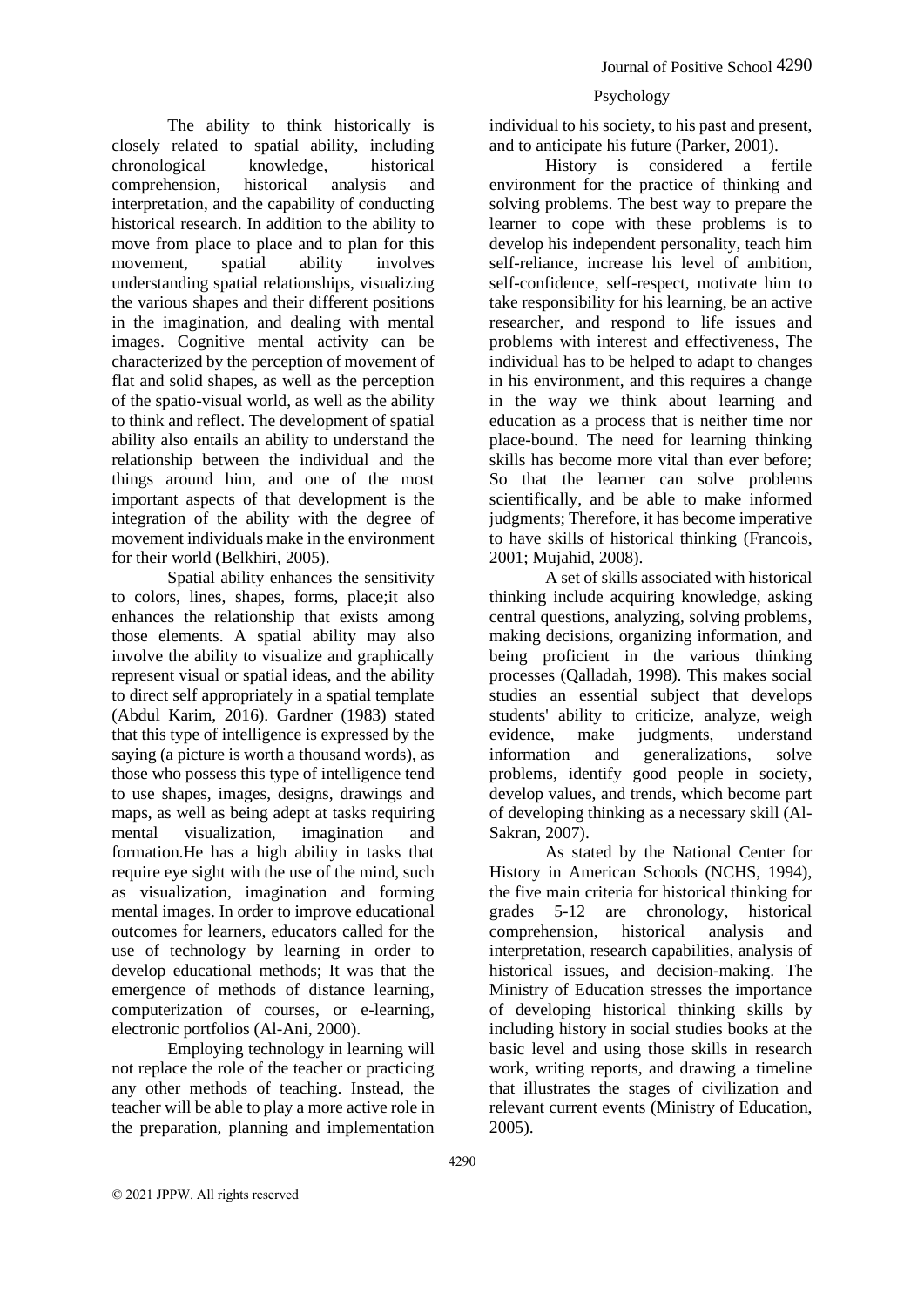The ability to think historically is closely related to spatial ability, including chronological knowledge, historical comprehension, historical analysis and interpretation, and the capability of conducting historical research. In addition to the ability to move from place to place and to plan for this movement, spatial ability involves understanding spatial relationships, visualizing the various shapes and their different positions in the imagination, and dealing with mental images. Cognitive mental activity can be characterized by the perception of movement of flat and solid shapes, as well as the perception of the spatio-visual world, as well as the ability to think and reflect. The development of spatial ability also entails an ability to understand the relationship between the individual and the things around him, and one of the most important aspects of that development is the integration of the ability with the degree of movement individuals make in the environment for their world (Belkhiri, 2005).

Spatial ability enhances the sensitivity to colors, lines, shapes, forms, place;it also enhances the relationship that exists among those elements. A spatial ability may also involve the ability to visualize and graphically represent visual or spatial ideas, and the ability to direct self appropriately in a spatial template (Abdul Karim, 2016). Gardner (1983) stated that this type of intelligence is expressed by the saying (a picture is worth a thousand words), as those who possess this type of intelligence tend to use shapes, images, designs, drawings and maps, as well as being adept at tasks requiring mental visualization, imagination and formation.He has a high ability in tasks that require eye sight with the use of the mind, such as visualization, imagination and forming mental images. In order to improve educational outcomes for learners, educators called for the use of technology by learning in order to develop educational methods; It was that the emergence of methods of distance learning, computerization of courses, or e-learning, electronic portfolios (Al-Ani, 2000).

Employing technology in learning will not replace the role of the teacher or practicing any other methods of teaching. Instead, the teacher will be able to play a more active role in the preparation, planning and implementation individual to his society, to his past and present, and to anticipate his future (Parker, 2001).

History is considered a fertile environment for the practice of thinking and solving problems. The best way to prepare the learner to cope with these problems is to develop his independent personality, teach him self-reliance, increase his level of ambition, self-confidence, self-respect, motivate him to take responsibility for his learning, be an active researcher, and respond to life issues and problems with interest and effectiveness, The individual has to be helped to adapt to changes in his environment, and this requires a change in the way we think about learning and education as a process that is neither time nor place-bound. The need for learning thinking skills has become more vital than ever before; So that the learner can solve problems scientifically, and be able to make informed judgments; Therefore, it has become imperative to have skills of historical thinking (Francois, 2001; Mujahid, 2008).

A set of skills associated with historical thinking include acquiring knowledge, asking central questions, analyzing, solving problems, making decisions, organizing information, and being proficient in the various thinking processes (Qalladah, 1998). This makes social studies an essential subject that develops students' ability to criticize, analyze, weigh evidence, make judgments, understand information and generalizations, solve problems, identify good people in society, develop values, and trends, which become part of developing thinking as a necessary skill (Al-Sakran, 2007).

As stated by the National Center for History in American Schools (NCHS, 1994), the five main criteria for historical thinking for grades 5-12 are chronology, historical comprehension, historical analysis and interpretation, research capabilities, analysis of historical issues, and decision-making. The Ministry of Education stresses the importance of developing historical thinking skills by including history in social studies books at the basic level and using those skills in research work, writing reports, and drawing a timeline that illustrates the stages of civilization and relevant current events (Ministry of Education, 2005).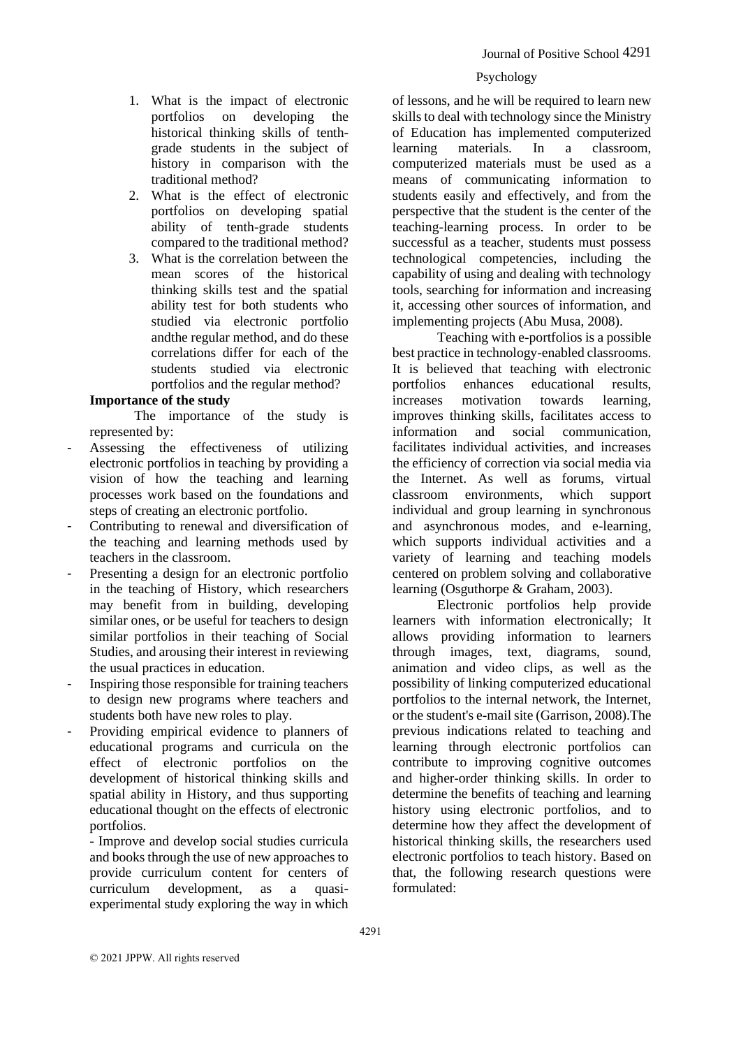1. What is the impact of electronic portfolios on developing the historical thinking skills of tenth-grade students in the subject of history in comparison with the traditional method?
2. What is the effect of electronic portfolios on developing spatial ability of tenth-grade students compared to the traditional method?
3. What is the correlation between the mean scores of the historical thinking skills test and the spatial ability test for both students who studied via electronic portfolio andthe regular method, and do these correlations differ for each of the students studied via electronic portfolios and the regular method?

**Importance of the study**

The importance of the study is represented by:

- Assessing the effectiveness of utilizing electronic portfolios in teaching by providing a vision of how the teaching and learning processes work based on the foundations and steps of creating an electronic portfolio.
- Contributing to renewal and diversification of the teaching and learning methods used by teachers in the classroom.
- Presenting a design for an electronic portfolio in the teaching of History, which researchers may benefit from in building, developing similar ones, or be useful for teachers to design similar portfolios in their teaching of Social Studies, and arousing their interest in reviewing the usual practices in education.
- Inspiring those responsible for training teachers to design new programs where teachers and students both have new roles to play.
- Providing empirical evidence to planners of educational programs and curricula on the effect of electronic portfolios on the development of historical thinking skills and spatial ability in History, and thus supporting educational thought on the effects of electronic portfolios.
- Improve and develop social studies curricula and books through the use of new approaches to provide curriculum content for centers of curriculum development, as a quasi-experimental study exploring the way in which of lessons, and he will be required to learn new skills to deal with technology since the Ministry of Education has implemented computerized learning materials. In a classroom, computerized materials must be used as a means of communicating information to students easily and effectively, and from the perspective that the student is the center of the teaching-learning process. In order to be successful as a teacher, students must possess technological competencies, including the capability of using and dealing with technology tools, searching for information and increasing it, accessing other sources of information, and implementing projects (Abu Musa, 2008).

Teaching with e-portfolios is a possible best practice in technology-enabled classrooms. It is believed that teaching with electronic portfolios enhances educational results, increases motivation towards learning, improves thinking skills, facilitates access to information and social communication, facilitates individual activities, and increases the efficiency of correction via social media via the Internet. As well as forums, virtual classroom environments, which support individual and group learning in synchronous and asynchronous modes, and e-learning, which supports individual activities and a variety of learning and teaching models centered on problem solving and collaborative learning (Osguthorpe & Graham, 2003).

Electronic portfolios help provide learners with information electronically; It allows providing information to learners through images, text, diagrams, sound, animation and video clips, as well as the possibility of linking computerized educational portfolios to the internal network, the Internet, or the student's e-mail site (Garrison, 2008).The previous indications related to teaching and learning through electronic portfolios can contribute to improving cognitive outcomes and higher-order thinking skills. In order to determine the benefits of teaching and learning history using electronic portfolios, and to determine how they affect the development of historical thinking skills, the researchers used electronic portfolios to teach history. Based on that, the following research questions were formulated: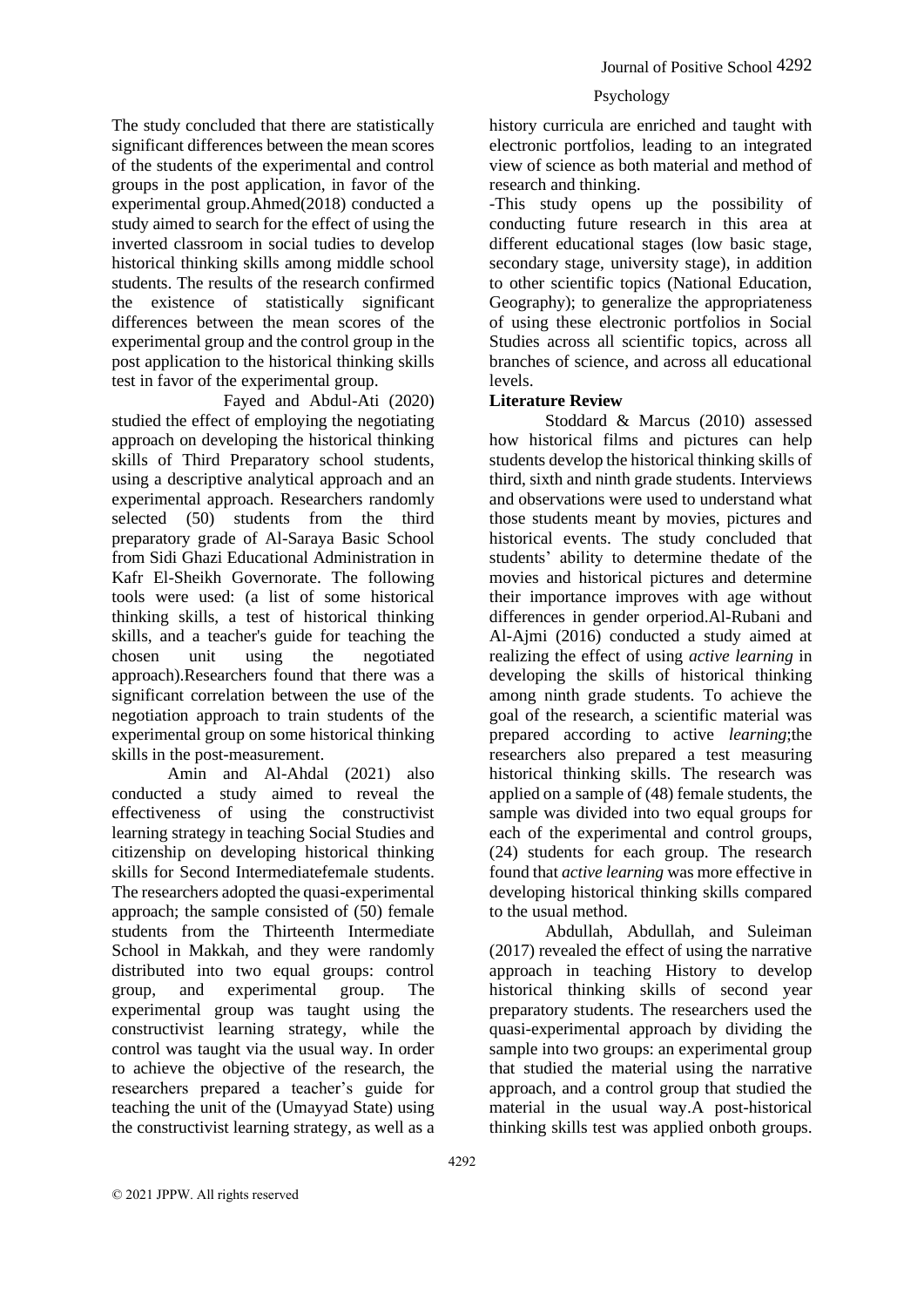The study concluded that there are statistically significant differences between the mean scores of the students of the experimental and control groups in the post application, in favor of the experimental group.Ahmed(2018) conducted a study aimed to search for the effect of using the inverted classroom in social tudies to develop historical thinking skills among middle school students. The results of the research confirmed the existence of statistically significant differences between the mean scores of the experimental group and the control group in the post application to the historical thinking skills test in favor of the experimental group.

Fayed and Abdul-Ati (2020) studied the effect of employing the negotiating approach on developing the historical thinking skills of Third Preparatory school students, using a descriptive analytical approach and an experimental approach. Researchers randomly selected (50) students from the third preparatory grade of Al-Saraya Basic School from Sidi Ghazi Educational Administration in Kafr El-Sheikh Governorate. The following tools were used: (a list of some historical thinking skills, a test of historical thinking skills, and a teacher's guide for teaching the chosen unit using the negotiated approach).Researchers found that there was a significant correlation between the use of the negotiation approach to train students of the experimental group on some historical thinking skills in the post-measurement.

Amin and Al-Ahdal (2021) also conducted a study aimed to reveal the effectiveness of using the constructivist learning strategy in teaching Social Studies and citizenship on developing historical thinking skills for Second Intermediatefemale students. The researchers adopted the quasi-experimental approach; the sample consisted of (50) female students from the Thirteenth Intermediate School in Makkah, and they were randomly distributed into two equal groups: control group, and experimental group. The experimental group was taught using the constructivist learning strategy, while the control was taught via the usual way. In order to achieve the objective of the research, the researchers prepared a teacher's guide for teaching the unit of the (Umayyad State) using the constructivist learning strategy, as well as a history curricula are enriched and taught with electronic portfolios, leading to an integrated view of science as both material and method of research and thinking.

-This study opens up the possibility of conducting future research in this area at different educational stages (low basic stage, secondary stage, university stage), in addition to other scientific topics (National Education, Geography); to generalize the appropriateness of using these electronic portfolios in Social Studies across all scientific topics, across all branches of science, and across all educational levels.

## Literature Review

Stoddard & Marcus (2010) assessed how historical films and pictures can help students develop the historical thinking skills of third, sixth and ninth grade students. Interviews and observations were used to understand what those students meant by movies, pictures and historical events. The study concluded that students' ability to determine thedate of the movies and historical pictures and determine their importance improves with age without differences in gender orperiod.Al-Rubani and Al-Ajmi (2016) conducted a study aimed at realizing the effect of using *active learning* in developing the skills of historical thinking among ninth grade students. To achieve the goal of the research, a scientific material was prepared according to active *learning*;the researchers also prepared a test measuring historical thinking skills. The research was applied on a sample of (48) female students, the sample was divided into two equal groups for each of the experimental and control groups, (24) students for each group. The research found that *active learning* was more effective in developing historical thinking skills compared to the usual method.

Abdullah, Abdullah, and Suleiman (2017) revealed the effect of using the narrative approach in teaching History to develop historical thinking skills of second year preparatory students. The researchers used the quasi-experimental approach by dividing the sample into two groups: an experimental group that studied the material using the narrative approach, and a control group that studied the material in the usual way.A post-historical thinking skills test was applied onboth groups.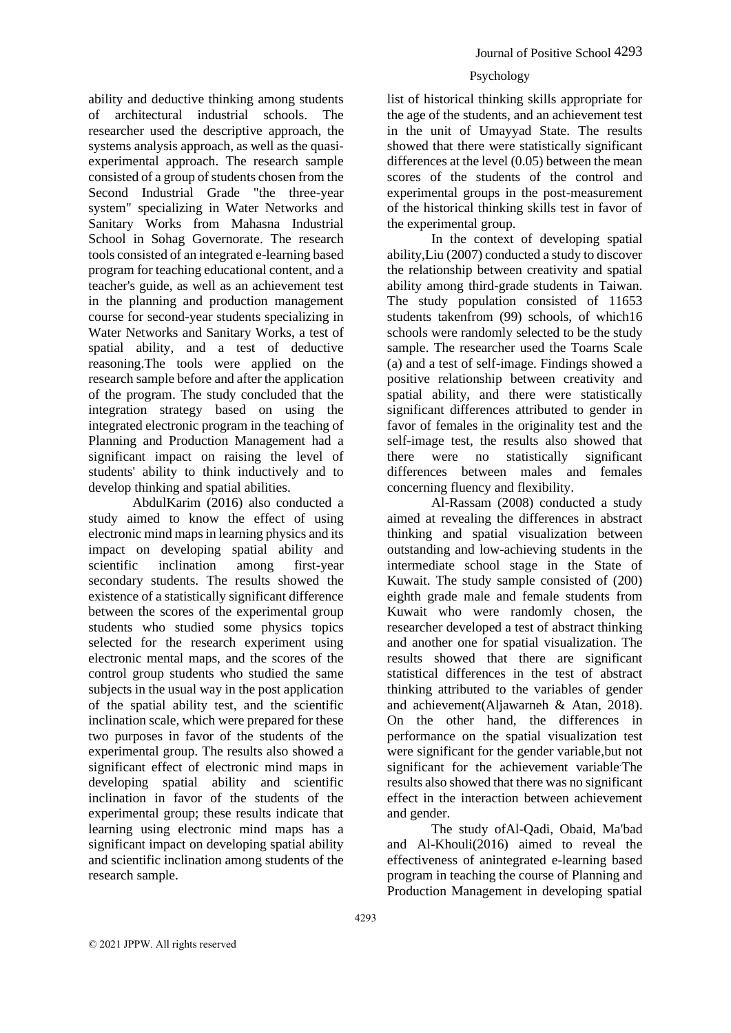ability and deductive thinking among students of architectural industrial schools. The researcher used the descriptive approach, the systems analysis approach, as well as the quasi-experimental approach. The research sample consisted of a group of students chosen from the Second Industrial Grade "the three-year system" specializing in Water Networks and Sanitary Works from Mahasna Industrial School in Sohag Governorate. The research tools consisted of an integrated e-learning based program for teaching educational content, and a teacher's guide, as well as an achievement test in the planning and production management course for second-year students specializing in Water Networks and Sanitary Works, a test of spatial ability, and a test of deductive reasoning.The tools were applied on the research sample before and after the application of the program. The study concluded that the integration strategy based on using the integrated electronic program in the teaching of Planning and Production Management had a significant impact on raising the level of students' ability to think inductively and to develop thinking and spatial abilities.

AbdulKarim (2016) also conducted a study aimed to know the effect of using electronic mind maps in learning physics and its impact on developing spatial ability and scientific inclination among first-year secondary students. The results showed the existence of a statistically significant difference between the scores of the experimental group students who studied some physics topics selected for the research experiment using electronic mental maps, and the scores of the control group students who studied the same subjects in the usual way in the post application of the spatial ability test, and the scientific inclination scale, which were prepared for these two purposes in favor of the students of the experimental group. The results also showed a significant effect of electronic mind maps in developing spatial ability and scientific inclination in favor of the students of the experimental group; these results indicate that learning using electronic mind maps has a significant impact on developing spatial ability and scientific inclination among students of the research sample.

list of historical thinking skills appropriate for the age of the students, and an achievement test in the unit of Umayyad State. The results showed that there were statistically significant differences at the level (0.05) between the mean scores of the students of the control and experimental groups in the post-measurement of the historical thinking skills test in favor of the experimental group.

In the context of developing spatial ability,Liu (2007) conducted a study to discover the relationship between creativity and spatial ability among third-grade students in Taiwan. The study population consisted of 11653 students takenfrom (99) schools, of which16 schools were randomly selected to be the study sample. The researcher used the Toarns Scale (a) and a test of self-image. Findings showed a positive relationship between creativity and spatial ability, and there were statistically significant differences attributed to gender in favor of females in the originality test and the self-image test, the results also showed that there were no statistically significant differences between males and females concerning fluency and flexibility.

Al-Rassam (2008) conducted a study aimed at revealing the differences in abstract thinking and spatial visualization between outstanding and low-achieving students in the intermediate school stage in the State of Kuwait. The study sample consisted of (200) eighth grade male and female students from Kuwait who were randomly chosen, the researcher developed a test of abstract thinking and another one for spatial visualization. The results showed that there are significant statistical differences in the test of abstract thinking attributed to the variables of gender and achievement(Aljawarneh & Atan, 2018). On the other hand, the differences in performance on the spatial visualization test were significant for the gender variable,but not significant for the achievement variable.The results also showed that there was no significant effect in the interaction between achievement and gender.

The study ofAl-Qadi, Obaid, Ma'bad and Al-Khouli(2016) aimed to reveal the effectiveness of anintegrated e-learning based program in teaching the course of Planning and Production Management in developing spatial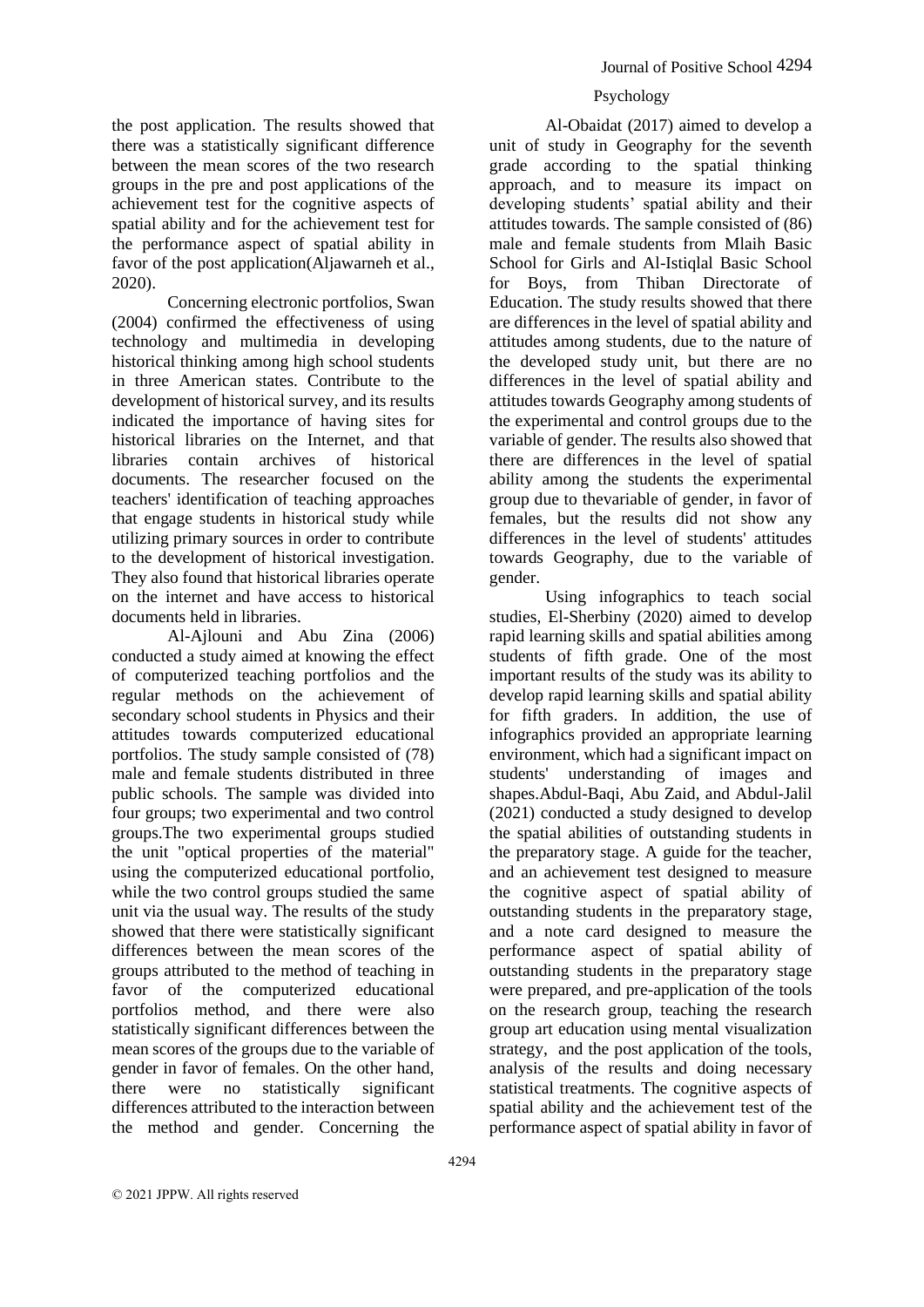the post application. The results showed that there was a statistically significant difference between the mean scores of the two research groups in the pre and post applications of the achievement test for the cognitive aspects of spatial ability and for the achievement test for the performance aspect of spatial ability in favor of the post application(Aljawarneh et al., 2020).

Concerning electronic portfolios, Swan (2004) confirmed the effectiveness of using technology and multimedia in developing historical thinking among high school students in three American states. Contribute to the development of historical survey, and its results indicated the importance of having sites for historical libraries on the Internet, and that libraries contain archives of historical documents. The researcher focused on the teachers' identification of teaching approaches that engage students in historical study while utilizing primary sources in order to contribute to the development of historical investigation. They also found that historical libraries operate on the internet and have access to historical documents held in libraries.

Al-Ajlouni and Abu Zina (2006) conducted a study aimed at knowing the effect of computerized teaching portfolios and the regular methods on the achievement of secondary school students in Physics and their attitudes towards computerized educational portfolios. The study sample consisted of (78) male and female students distributed in three public schools. The sample was divided into four groups; two experimental and two control groups.The two experimental groups studied the unit "optical properties of the material" using the computerized educational portfolio, while the two control groups studied the same unit via the usual way. The results of the study showed that there were statistically significant differences between the mean scores of the groups attributed to the method of teaching in favor of the computerized educational portfolios method, and there were also statistically significant differences between the mean scores of the groups due to the variable of gender in favor of females. On the other hand, there were no statistically significant differences attributed to the interaction between the method and gender. Concerning the Al-Obaidat (2017) aimed to develop a unit of study in Geography for the seventh grade according to the spatial thinking approach, and to measure its impact on developing students' spatial ability and their attitudes towards. The sample consisted of (86) male and female students from Mlaih Basic School for Girls and Al-Istiqlal Basic School for Boys, from Thiban Directorate of Education. The study results showed that there are differences in the level of spatial ability and attitudes among students, due to the nature of the developed study unit, but there are no differences in the level of spatial ability and attitudes towards Geography among students of the experimental and control groups due to the variable of gender. The results also showed that there are differences in the level of spatial ability among the students the experimental group due to thevariable of gender, in favor of females, but the results did not show any differences in the level of students' attitudes towards Geography, due to the variable of gender.

Using infographics to teach social studies, El-Sherbiny (2020) aimed to develop rapid learning skills and spatial abilities among students of fifth grade. One of the most important results of the study was its ability to develop rapid learning skills and spatial ability for fifth graders. In addition, the use of infographics provided an appropriate learning environment, which had a significant impact on students' understanding of images and shapes.Abdul-Baqi, Abu Zaid, and Abdul-Jalil (2021) conducted a study designed to develop the spatial abilities of outstanding students in the preparatory stage. A guide for the teacher, and an achievement test designed to measure the cognitive aspect of spatial ability of outstanding students in the preparatory stage, and a note card designed to measure the performance aspect of spatial ability of outstanding students in the preparatory stage were prepared, and pre-application of the tools on the research group, teaching the research group art education using mental visualization strategy, and the post application of the tools, analysis of the results and doing necessary statistical treatments. The cognitive aspects of spatial ability and the achievement test of the performance aspect of spatial ability in favor of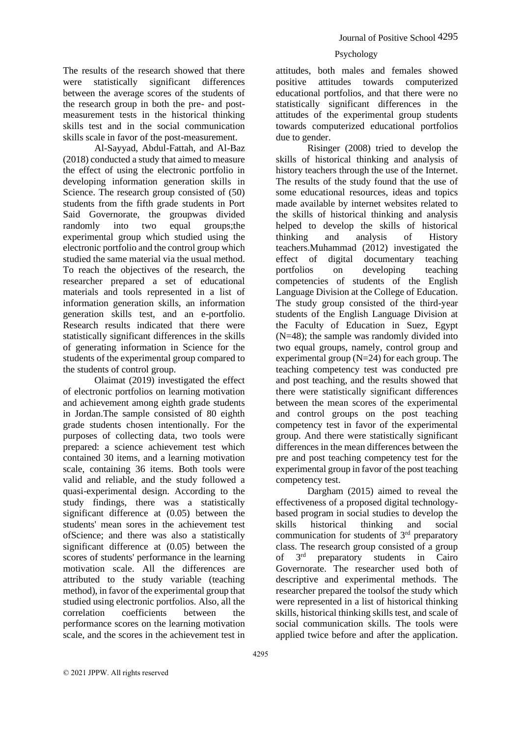The results of the research showed that there were statistically significant differences between the average scores of the students of the research group in both the pre- and post-measurement tests in the historical thinking skills test and in the social communication skills scale in favor of the post-measurement.

Al-Sayyad, Abdul-Fattah, and Al-Baz (2018) conducted a study that aimed to measure the effect of using the electronic portfolio in developing information generation skills in Science. The research group consisted of (50) students from the fifth grade students in Port Said Governorate, the groupwas divided randomly into two equal groups;the experimental group which studied using the electronic portfolio and the control group which studied the same material via the usual method. To reach the objectives of the research, the researcher prepared a set of educational materials and tools represented in a list of information generation skills, an information generation skills test, and an e-portfolio. Research results indicated that there were statistically significant differences in the skills of generating information in Science for the students of the experimental group compared to the students of control group.

Olaimat (2019) investigated the effect of electronic portfolios on learning motivation and achievement among eighth grade students in Jordan.The sample consisted of 80 eighth grade students chosen intentionally. For the purposes of collecting data, two tools were prepared: a science achievement test which contained 30 items, and a learning motivation scale, containing 36 items. Both tools were valid and reliable, and the study followed a quasi-experimental design. According to the study findings, there was a statistically significant difference at (0.05) between the students' mean sores in the achievement test ofScience; and there was also a statistically significant difference at (0.05) between the scores of students' performance in the learning motivation scale. All the differences are attributed to the study variable (teaching method), in favor of the experimental group that studied using electronic portfolios. Also, all the correlation coefficients between the performance scores on the learning motivation scale, and the scores in the achievement test in attitudes, both males and females showed positive attitudes towards computerized educational portfolios, and that there were no statistically significant differences in the attitudes of the experimental group students towards computerized educational portfolios due to gender.

Risinger (2008) tried to develop the skills of historical thinking and analysis of history teachers through the use of the Internet. The results of the study found that the use of some educational resources, ideas and topics made available by internet websites related to the skills of historical thinking and analysis helped to develop the skills of historical thinking and analysis of History teachers.Muhammad (2012) investigated the effect of digital documentary teaching portfolios on developing teaching competencies of students of the English Language Division at the College of Education. The study group consisted of the third-year students of the English Language Division at the Faculty of Education in Suez, Egypt (N=48); the sample was randomly divided into two equal groups, namely, control group and experimental group (N=24) for each group. The teaching competency test was conducted pre and post teaching, and the results showed that there were statistically significant differences between the mean scores of the experimental and control groups on the post teaching competency test in favor of the experimental group. And there were statistically significant differences in the mean differences between the pre and post teaching competency test for the experimental group in favor of the post teaching competency test.

Dargham (2015) aimed to reveal the effectiveness of a proposed digital technology-based program in social studies to develop the skills historical thinking and social communication for students of 3rd preparatory class. The research group consisted of a group of 3rd preparatory students in Cairo Governorate. The researcher used both of descriptive and experimental methods. The researcher prepared the toolsof the study which were represented in a list of historical thinking skills, historical thinking skills test, and scale of social communication skills. The tools were applied twice before and after the application.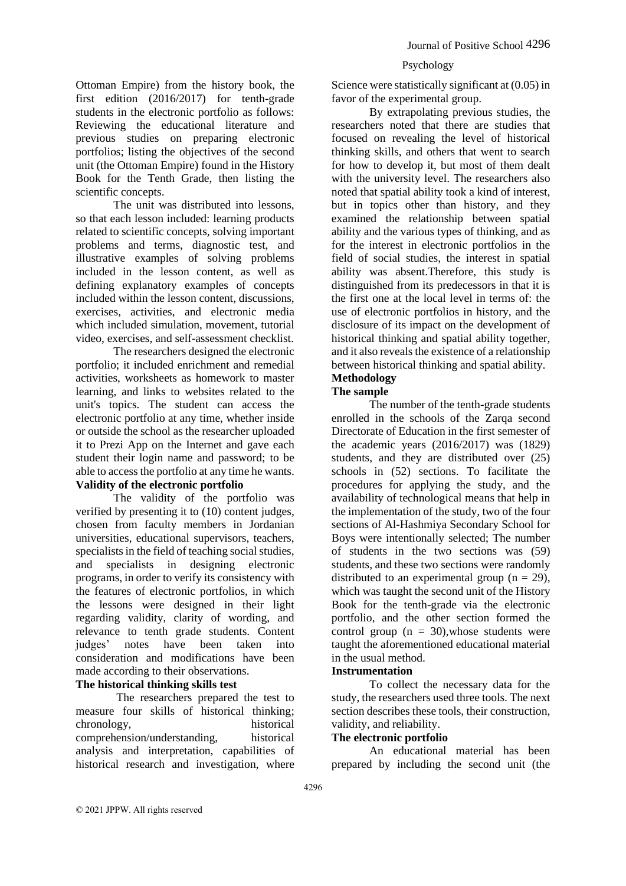Ottoman Empire) from the history book, the first edition (2016/2017) for tenth-grade students in the electronic portfolio as follows: Reviewing the educational literature and previous studies on preparing electronic portfolios; listing the objectives of the second unit (the Ottoman Empire) found in the History Book for the Tenth Grade, then listing the scientific concepts.

The unit was distributed into lessons, so that each lesson included: learning products related to scientific concepts, solving important problems and terms, diagnostic test, and illustrative examples of solving problems included in the lesson content, as well as defining explanatory examples of concepts included within the lesson content, discussions, exercises, activities, and electronic media which included simulation, movement, tutorial video, exercises, and self-assessment checklist.

The researchers designed the electronic portfolio; it included enrichment and remedial activities, worksheets as homework to master learning, and links to websites related to the unit's topics. The student can access the electronic portfolio at any time, whether inside or outside the school as the researcher uploaded it to Prezi App on the Internet and gave each student their login name and password; to be able to access the portfolio at any time he wants.

**Validity of the electronic portfolio**

The validity of the portfolio was verified by presenting it to (10) content judges, chosen from faculty members in Jordanian universities, educational supervisors, teachers, specialists in the field of teaching social studies, and specialists in designing electronic programs, in order to verify its consistency with the features of electronic portfolios, in which the lessons were designed in their light regarding validity, clarity of wording, and relevance to tenth grade students. Content judges' notes have been taken into consideration and modifications have been made according to their observations.

**The historical thinking skills test**

The researchers prepared the test to measure four skills of historical thinking; chronology, historical comprehension/understanding, historical analysis and interpretation, capabilities of historical research and investigation, where

Science were statistically significant at (0.05) in favor of the experimental group.

By extrapolating previous studies, the researchers noted that there are studies that focused on revealing the level of historical thinking skills, and others that went to search for how to develop it, but most of them dealt with the university level. The researchers also noted that spatial ability took a kind of interest, but in topics other than history, and they examined the relationship between spatial ability and the various types of thinking, and as for the interest in electronic portfolios in the field of social studies, the interest in spatial ability was absent.Therefore, this study is distinguished from its predecessors in that it is the first one at the local level in terms of: the use of electronic portfolios in history, and the disclosure of its impact on the development of historical thinking and spatial ability together, and it also reveals the existence of a relationship between historical thinking and spatial ability.

## Methodology

### The sample

The number of the tenth-grade students enrolled in the schools of the Zarqa second Directorate of Education in the first semester of the academic years (2016/2017) was (1829) students, and they are distributed over (25) schools in (52) sections. To facilitate the procedures for applying the study, and the availability of technological means that help in the implementation of the study, two of the four sections of Al-Hashmiya Secondary School for Boys were intentionally selected; The number of students in the two sections was (59) students, and these two sections were randomly distributed to an experimental group ($n = 29$), which was taught the second unit of the History Book for the tenth-grade via the electronic portfolio, and the other section formed the control group ($n = 30$),whose students were taught the aforementioned educational material in the usual method.

### Instrumentation

To collect the necessary data for the study, the researchers used three tools. The next section describes these tools, their construction, validity, and reliability.

**The electronic portfolio**

An educational material has been prepared by including the second unit (the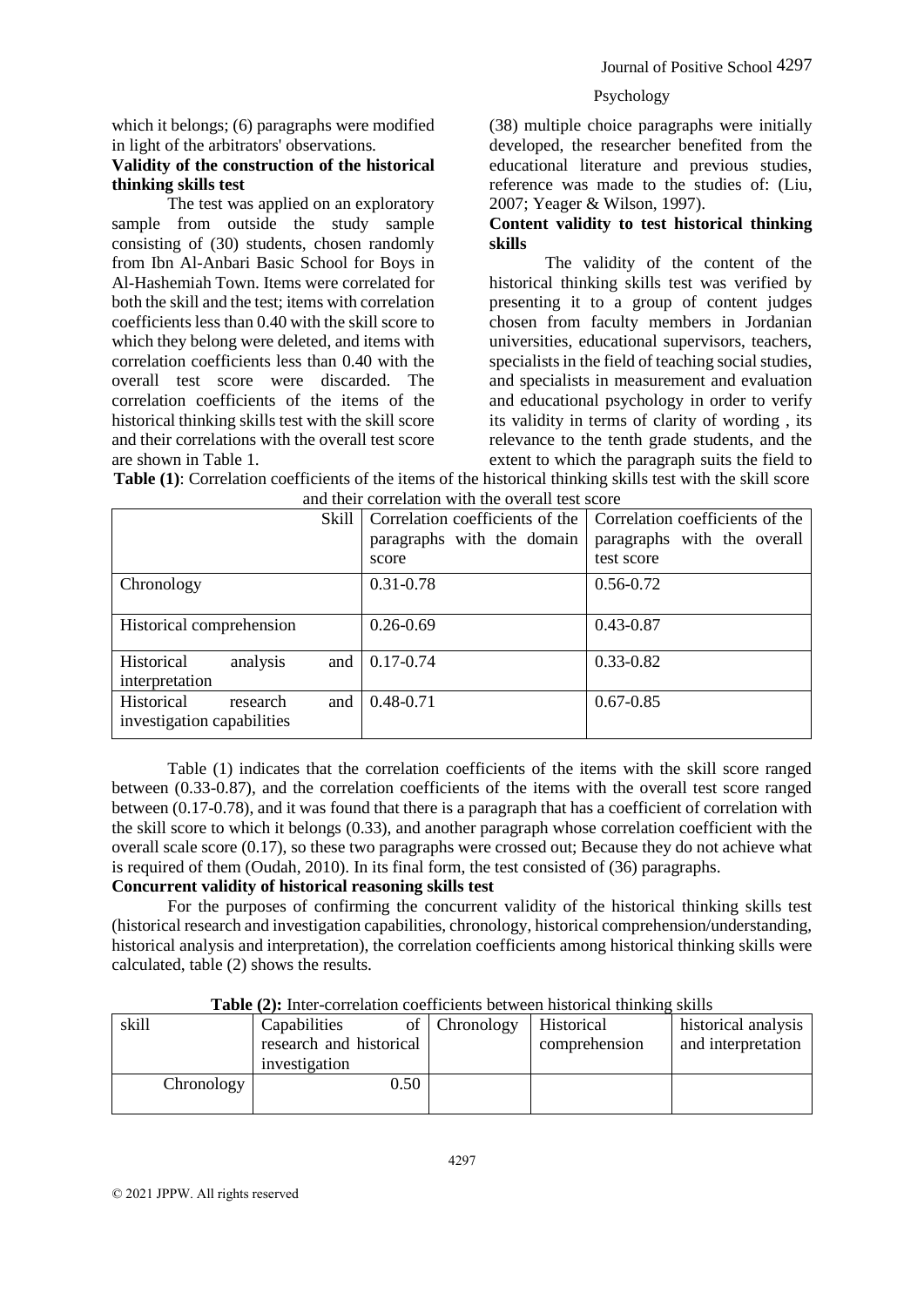which it belongs; (6) paragraphs were modified in light of the arbitrators' observations.

**Validity of the construction of the historical thinking skills test**

The test was applied on an exploratory sample from outside the study sample consisting of (30) students, chosen randomly from Ibn Al-Anbari Basic School for Boys in Al-Hashemiah Town. Items were correlated for both the skill and the test; items with correlation coefficients less than 0.40 with the skill score to which they belong were deleted, and items with correlation coefficients less than 0.40 with the overall test score were discarded. The correlation coefficients of the items of the historical thinking skills test with the skill score and their correlations with the overall test score are shown in Table 1.

(38) multiple choice paragraphs were initially developed, the researcher benefited from the educational literature and previous studies, reference was made to the studies of: (Liu, 2007; Yeager & Wilson, 1997).

**Content validity to test historical thinking skills**

The validity of the content of the historical thinking skills test was verified by presenting it to a group of content judges chosen from faculty members in Jordanian universities, educational supervisors, teachers, specialists in the field of teaching social studies, and specialists in measurement and evaluation and educational psychology in order to verify its validity in terms of clarity of wording , its relevance to the tenth grade students, and the extent to which the paragraph suits the field to

**Table (1)**: Correlation coefficients of the items of the historical thinking skills test with the skill score and their correlation with the overall test score

| Skill | Correlation coefficients of the paragraphs with the domain score | Correlation coefficients of the paragraphs with the overall test score |
|---|---|---|
| Chronology | 0.31-0.78 | 0.56-0.72 |
| Historical comprehension | 0.26-0.69 | 0.43-0.87 |
| Historical analysis and interpretation | 0.17-0.74 | 0.33-0.82 |
| Historical research and investigation capabilities | 0.48-0.71 | 0.67-0.85 |

Table (1) indicates that the correlation coefficients of the items with the skill score ranged between (0.33-0.87), and the correlation coefficients of the items with the overall test score ranged between (0.17-0.78), and it was found that there is a paragraph that has a coefficient of correlation with the skill score to which it belongs (0.33), and another paragraph whose correlation coefficient with the overall scale score (0.17), so these two paragraphs were crossed out; Because they do not achieve what is required of them (Oudah, 2010). In its final form, the test consisted of (36) paragraphs.

**Concurrent validity of historical reasoning skills test**

For the purposes of confirming the concurrent validity of the historical thinking skills test (historical research and investigation capabilities, chronology, historical comprehension/understanding, historical analysis and interpretation), the correlation coefficients among historical thinking skills were calculated, table (2) shows the results.

**Table (2):** Inter-correlation coefficients between historical thinking skills

| skill | Capabilities of research and historical investigation | Chronology | Historical comprehension | historical analysis and interpretation |
|---|---|---|---|---|
| Chronology | 0.50 | | | |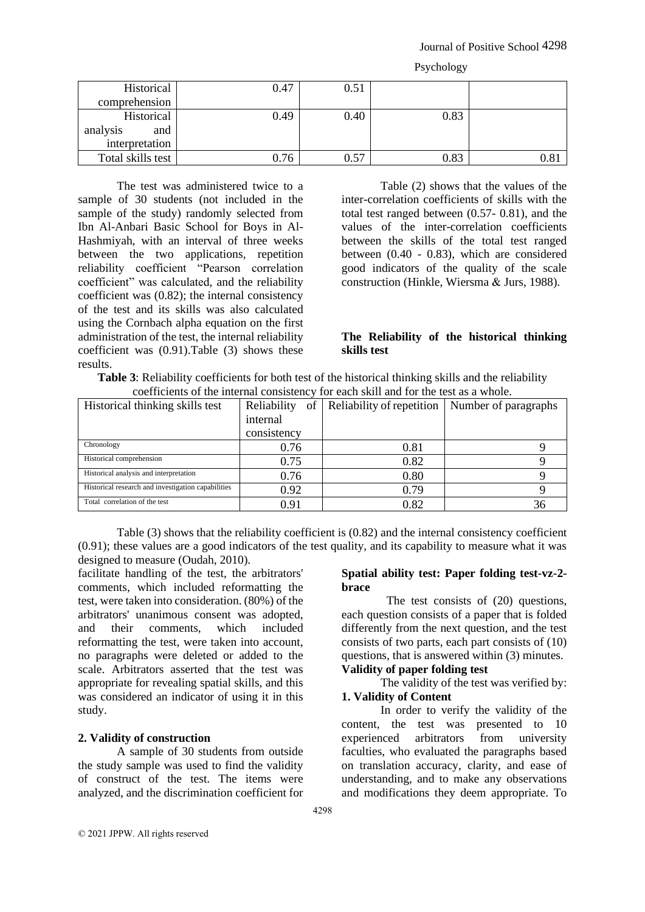| Historical comprehension | 0.47 | 0.51 | | |
|---|---|---|---|---|
| Historical analysis and interpretation | 0.49 | 0.40 | 0.83 | |
| Total skills test | 0.76 | 0.57 | 0.83 | 0.81 |

Table (2) shows that the values of the inter-correlation coefficients of skills with the total test ranged between (0.57- 0.81), and the values of the inter-correlation coefficients between the skills of the total test ranged between (0.40 - 0.83), which are considered good indicators of the quality of the scale construction (Hinkle, Wiersma & Jurs, 1988).

### The Reliability of the historical thinking skills test

The test was administered twice to a sample of 30 students (not included in the sample of the study) randomly selected from Ibn Al-Anbari Basic School for Boys in Al-Hashmiyah, with an interval of three weeks between the two applications, repetition reliability coefficient "Pearson correlation coefficient" was calculated, and the reliability coefficient was (0.82); the internal consistency of the test and its skills was also calculated using the Cornbach alpha equation on the first administration of the test, the internal reliability coefficient was (0.91).Table (3) shows these results.

**Table 3**: Reliability coefficients for both test of the historical thinking skills and the reliability coefficients of the internal consistency for each skill and for the test as a whole.

| Historical thinking skills test | Reliability of internal consistency | Reliability of repetition | Number of paragraphs |
|---|---|---|---|
| Chronology | 0.76 | 0.81 | 9 |
| Historical comprehension | 0.75 | 0.82 | 9 |
| Historical analysis and interpretation | 0.76 | 0.80 | 9 |
| Historical research and investigation capabilities | 0.92 | 0.79 | 9 |
| Total correlation of the test | 0.91 | 0.82 | 36 |

Table (3) shows that the reliability coefficient is (0.82) and the internal consistency coefficient (0.91); these values are a good indicators of the test quality, and its capability to measure what it was designed to measure (Oudah, 2010).

### Spatial ability test: Paper folding test-vz-2-brace

The test consists of (20) questions, each question consists of a paper that is folded differently from the next question, and the test consists of two parts, each part consists of (10) questions, that is answered within (3) minutes.

**Validity of paper folding test**

The validity of the test was verified by:

**1. Validity of Content**

In order to verify the validity of the content, the test was presented to 10 experienced arbitrators from university faculties, who evaluated the paragraphs based on translation accuracy, clarity, and ease of understanding, and to make any observations and modifications they deem appropriate. To facilitate handling of the test, the arbitrators' comments, which included reformatting the test, were taken into consideration. (80%) of the arbitrators' unanimous consent was adopted, and their comments, which included reformatting the test, were taken into account, no paragraphs were deleted or added to the scale. Arbitrators asserted that the test was appropriate for revealing spatial skills, and this was considered an indicator of using it in this study.

**2. Validity of construction**

A sample of 30 students from outside the study sample was used to find the validity of construct of the test. The items were analyzed, and the discrimination coefficient for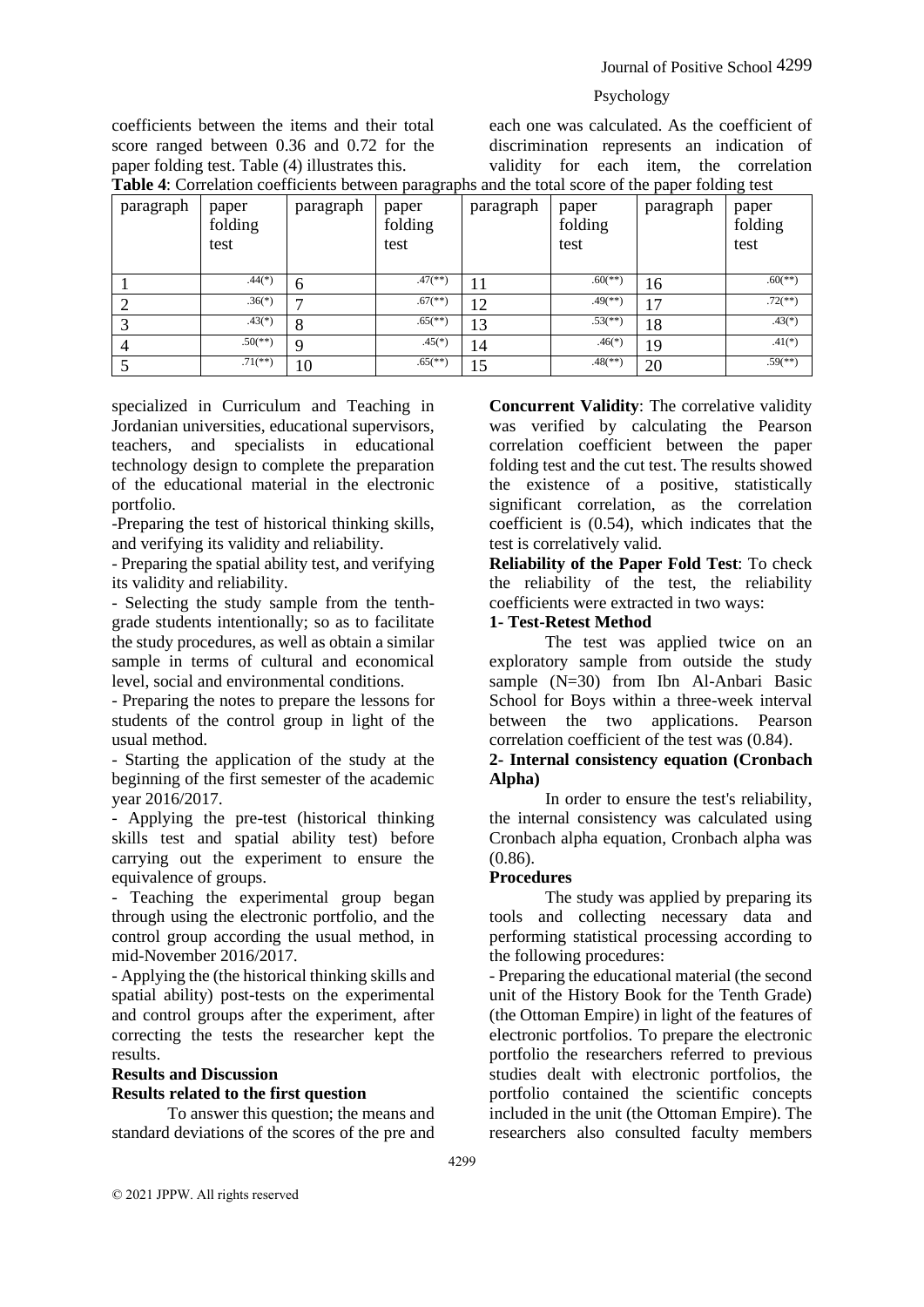coefficients between the items and their total score ranged between 0.36 and 0.72 for the paper folding test. Table (4) illustrates this.

each one was calculated. As the coefficient of discrimination represents an indication of validity for each item, the correlation

**Table 4**: Correlation coefficients between paragraphs and the total score of the paper folding test

| paragraph | paper folding test | paragraph | paper folding test | paragraph | paper folding test | paragraph | paper folding test |
|---|---|---|---|---|---|---|---|
| 1 | .44(*) | 6 | .47(**) | 11 | .60(**) | 16 | .60(**) |
| 2 | .36(*) | 7 | .67(**) | 12 | .49(**) | 17 | .72(**) |
| 3 | .43(*) | 8 | .65(**) | 13 | .53(**) | 18 | .43(*) |
| 4 | .50(**) | 9 | .45(*) | 14 | .46(*) | 19 | .41(*) |
| 5 | .71(**) | 10 | .65(**) | 15 | .48(**) | 20 | .59(**) |

**Concurrent Validity**: The correlative validity was verified by calculating the Pearson correlation coefficient between the paper folding test and the cut test. The results showed the existence of a positive, statistically significant correlation, as the correlation coefficient is (0.54), which indicates that the test is correlatively valid.

**Reliability of the Paper Fold Test**: To check the reliability of the test, the reliability coefficients were extracted in two ways:

**1- Test-Retest Method**

The test was applied twice on an exploratory sample from outside the study sample (N=30) from Ibn Al-Anbari Basic School for Boys within a three-week interval between the two applications. Pearson correlation coefficient of the test was (0.84).

**2- Internal consistency equation (Cronbach Alpha)**

In order to ensure the test's reliability, the internal consistency was calculated using Cronbach alpha equation, Cronbach alpha was (0.86).

**Procedures**

The study was applied by preparing its tools and collecting necessary data and performing statistical processing according to the following procedures:

- Preparing the educational material (the second unit of the History Book for the Tenth Grade) (the Ottoman Empire) in light of the features of electronic portfolios. To prepare the electronic portfolio the researchers referred to previous studies dealt with electronic portfolios, the portfolio contained the scientific concepts included in the unit (the Ottoman Empire). The researchers also consulted faculty members specialized in Curriculum and Teaching in Jordanian universities, educational supervisors, teachers, and specialists in educational technology design to complete the preparation of the educational material in the electronic portfolio.

-Preparing the test of historical thinking skills, and verifying its validity and reliability.

- Preparing the spatial ability test, and verifying its validity and reliability.

- Selecting the study sample from the tenth-grade students intentionally; so as to facilitate the study procedures, as well as obtain a similar sample in terms of cultural and economical level, social and environmental conditions.

- Preparing the notes to prepare the lessons for students of the control group in light of the usual method.

- Starting the application of the study at the beginning of the first semester of the academic year 2016/2017.

- Applying the pre-test (historical thinking skills test and spatial ability test) before carrying out the experiment to ensure the equivalence of groups.

- Teaching the experimental group began through using the electronic portfolio, and the control group according the usual method, in mid-November 2016/2017.

- Applying the (the historical thinking skills and spatial ability) post-tests on the experimental and control groups after the experiment, after correcting the tests the researcher kept the results.

**Results and Discussion**

**Results related to the first question**

To answer this question; the means and standard deviations of the scores of the pre and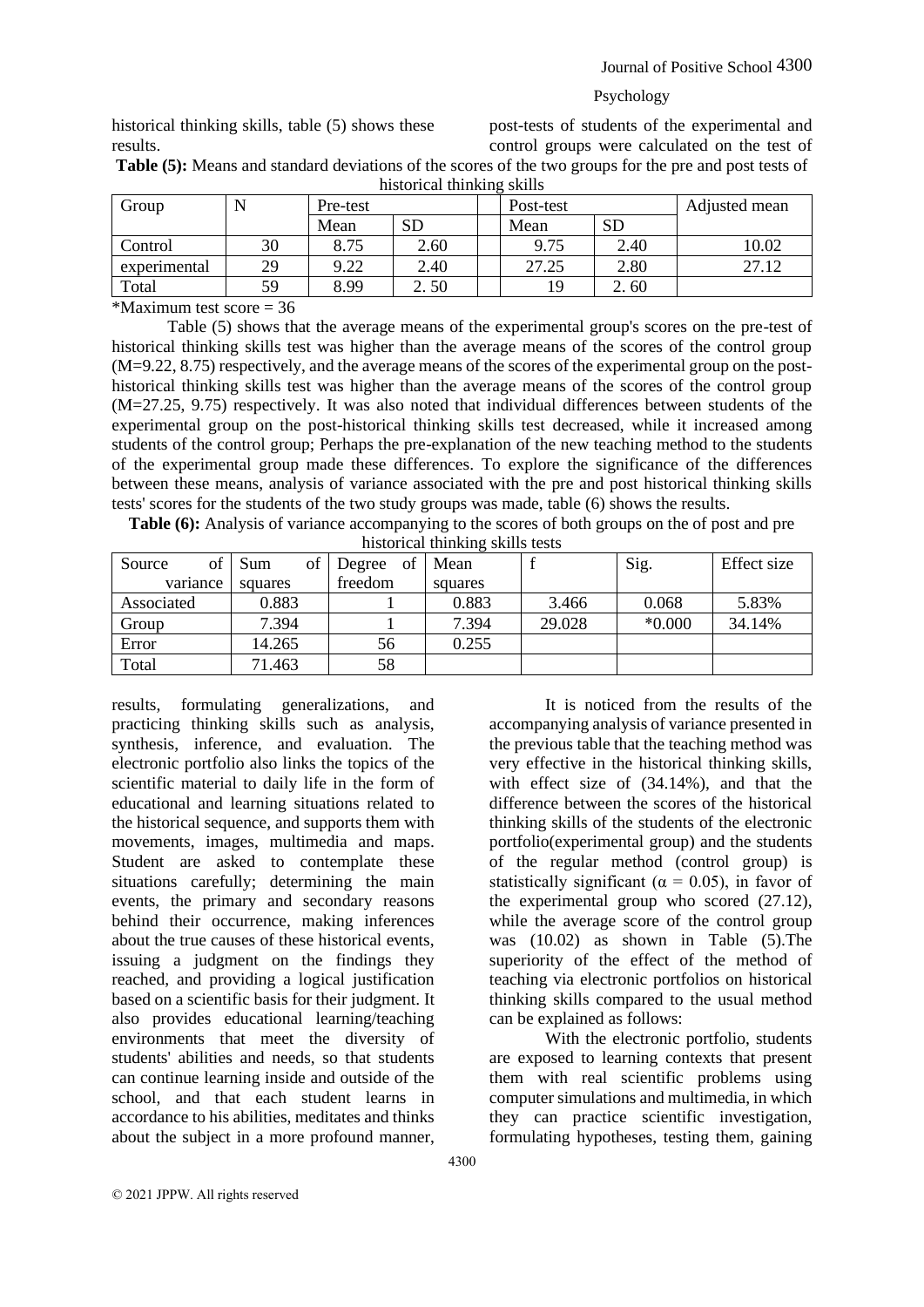historical thinking skills, table (5) shows these results.

post-tests of students of the experimental and control groups were calculated on the test of

**Table (5):** Means and standard deviations of the scores of the two groups for the pre and post tests of historical thinking skills

| Group | N | Pre-test | | | Post-test | | Adjusted mean |
|---|---|---|---|---|---|---|---|
| | | Mean | SD | | Mean | SD | |
| Control | 30 | 8.75 | 2.60 | | 9.75 | 2.40 | 10.02 |
| experimental | 29 | 9.22 | 2.40 | | 27.25 | 2.80 | 27.12 |
| Total | 59 | 8.99 | 2. 50 | | 19 | 2. 60 | |

*Maximum test score = 36

Table (5) shows that the average means of the experimental group's scores on the pre-test of historical thinking skills test was higher than the average means of the scores of the control group (M=9.22, 8.75) respectively, and the average means of the scores of the experimental group on the post-historical thinking skills test was higher than the average means of the scores of the control group (M=27.25, 9.75) respectively. It was also noted that individual differences between students of the experimental group on the post-historical thinking skills test decreased, while it increased among students of the control group; Perhaps the pre-explanation of the new teaching method to the students of the experimental group made these differences. To explore the significance of the differences between these means, analysis of variance associated with the pre and post historical thinking skills tests' scores for the students of the two study groups was made, table (6) shows the results.

**Table (6):** Analysis of variance accompanying to the scores of both groups on the of post and pre historical thinking skills tests

| Source of variance | Sum of squares | Degree of freedom | Mean squares | f | Sig. | Effect size |
|---|---|---|---|---|---|---|
| Associated | 0.883 | 1 | 0.883 | 3.466 | 0.068 | 5.83% |
| Group | 7.394 | 1 | 7.394 | 29.028 | *0.000 | 34.14% |
| Error | 14.265 | 56 | 0.255 | | | |
| Total | 71.463 | 58 | | | | |

results, formulating generalizations, and practicing thinking skills such as analysis, synthesis, inference, and evaluation. The electronic portfolio also links the topics of the scientific material to daily life in the form of educational and learning situations related to the historical sequence, and supports them with movements, images, multimedia and maps. Student are asked to contemplate these situations carefully; determining the main events, the primary and secondary reasons behind their occurrence, making inferences about the true causes of these historical events, issuing a judgment on the findings they reached, and providing a logical justification based on a scientific basis for their judgment. It also provides educational learning/teaching environments that meet the diversity of students' abilities and needs, so that students can continue learning inside and outside of the school, and that each student learns in accordance to his abilities, meditates and thinks about the subject in a more profound manner,

It is noticed from the results of the accompanying analysis of variance presented in the previous table that the teaching method was very effective in the historical thinking skills, with effect size of (34.14%), and that the difference between the scores of the historical thinking skills of the students of the electronic portfolio(experimental group) and the students of the regular method (control group) is statistically significant ($\alpha = 0.05$), in favor of the experimental group who scored (27.12), while the average score of the control group was (10.02) as shown in Table (5).The superiority of the effect of the method of teaching via electronic portfolios on historical thinking skills compared to the usual method can be explained as follows:

With the electronic portfolio, students are exposed to learning contexts that present them with real scientific problems using computer simulations and multimedia, in which they can practice scientific investigation, formulating hypotheses, testing them, gaining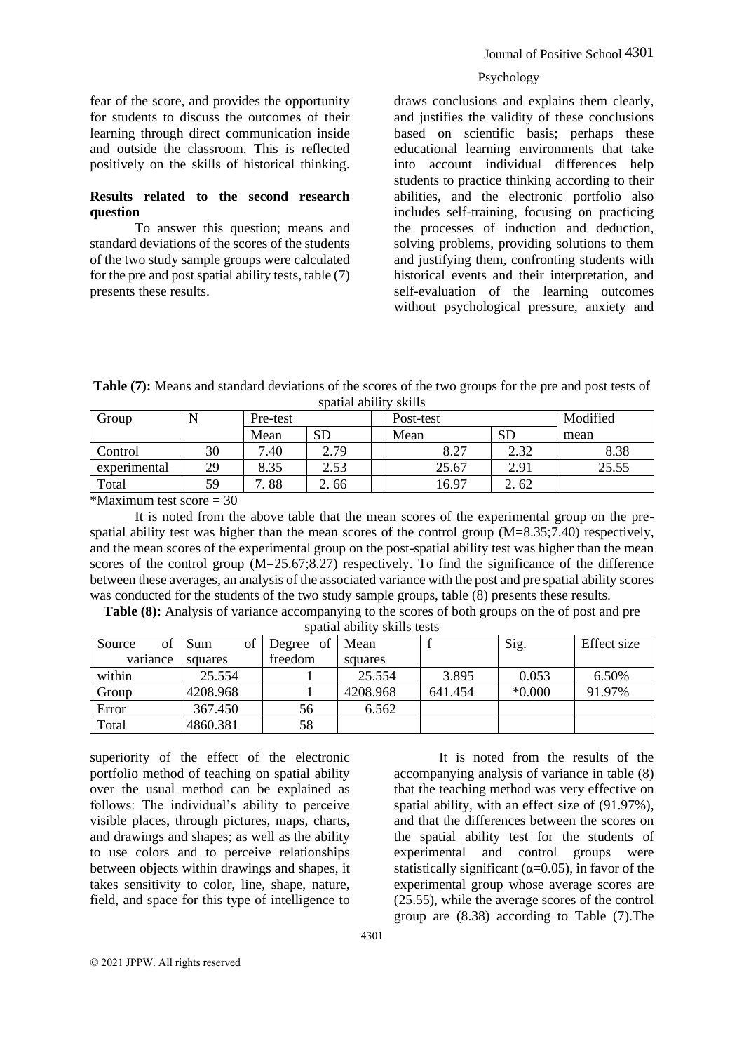fear of the score, and provides the opportunity for students to discuss the outcomes of their learning through direct communication inside and outside the classroom. This is reflected positively on the skills of historical thinking.

**Results related to the second research question**

To answer this question; means and standard deviations of the scores of the students of the two study sample groups were calculated for the pre and post spatial ability tests, table (7) presents these results.

draws conclusions and explains them clearly, and justifies the validity of these conclusions based on scientific basis; perhaps these educational learning environments that take into account individual differences help students to practice thinking according to their abilities, and the electronic portfolio also includes self-training, focusing on practicing the processes of induction and deduction, solving problems, providing solutions to them and justifying them, confronting students with historical events and their interpretation, and self-evaluation of the learning outcomes without psychological pressure, anxiety and

**Table (7):** Means and standard deviations of the scores of the two groups for the pre and post tests of spatial ability skills

| Group | N | Pre-test | | Post-test | | Modified |
|---|---|---|---|---|---|---|
| | | Mean | SD | Mean | SD | mean |
| Control | 30 | 7.40 | 2.79 | 8.27 | 2.32 | 8.38 |
| experimental | 29 | 8.35 | 2.53 | 25.67 | 2.91 | 25.55 |
| Total | 59 | 7. 88 | 2. 66 | 16.97 | 2. 62 | |

*Maximum test score = 30

It is noted from the above table that the mean scores of the experimental group on the pre-spatial ability test was higher than the mean scores of the control group (M=8.35;7.40) respectively, and the mean scores of the experimental group on the post-spatial ability test was higher than the mean scores of the control group (M=25.67;8.27) respectively. To find the significance of the difference between these averages, an analysis of the associated variance with the post and pre spatial ability scores was conducted for the students of the two study sample groups, table (8) presents these results.

**Table (8):** Analysis of variance accompanying to the scores of both groups on the of post and pre spatial ability skills tests

| Source of variance | Sum of squares | Degree of freedom | Mean squares | f | Sig. | Effect size |
|---|---|---|---|---|---|---|
| within | 25.554 | 1 | 25.554 | 3.895 | 0.053 | 6.50% |
| Group | 4208.968 | 1 | 4208.968 | 641.454 | *0.000 | 91.97% |
| Error | 367.450 | 56 | 6.562 | | | |
| Total | 4860.381 | 58 | | | | |

It is noted from the results of the accompanying analysis of variance in table (8) that the teaching method was very effective on spatial ability, with an effect size of (91.97%), and that the differences between the scores on the spatial ability test for the students of experimental and control groups were statistically significant ($\alpha$=0.05), in favor of the experimental group whose average scores are (25.55), while the average scores of the control group are (8.38) according to Table (7).The superiority of the effect of the electronic portfolio method of teaching on spatial ability over the usual method can be explained as follows: The individual's ability to perceive visible places, through pictures, maps, charts, and drawings and shapes; as well as the ability to use colors and to perceive relationships between objects within drawings and shapes, it takes sensitivity to color, line, shape, nature, field, and space for this type of intelligence to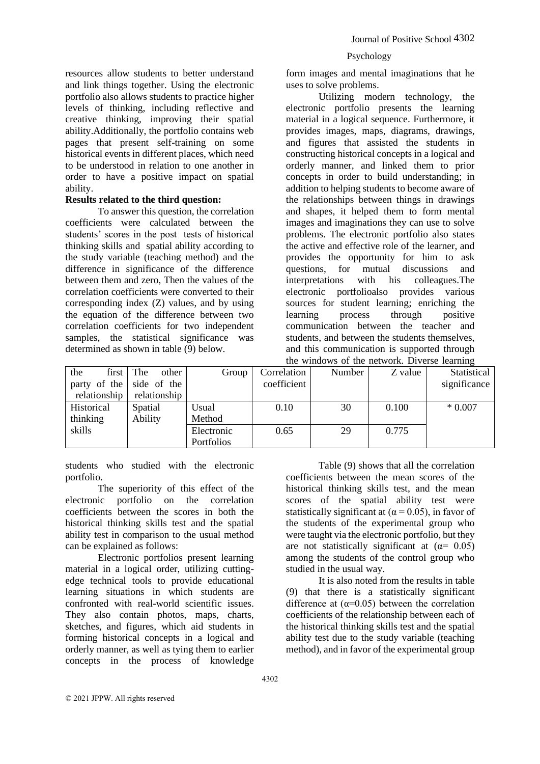resources allow students to better understand and link things together. Using the electronic portfolio also allows students to practice higher levels of thinking, including reflective and creative thinking, improving their spatial ability.Additionally, the portfolio contains web pages that present self-training on some historical events in different places, which need to be understood in relation to one another in order to have a positive impact on spatial ability.

**Results related to the third question:**

To answer this question, the correlation coefficients were calculated between the students' scores in the post tests of historical thinking skills and spatial ability according to the study variable (teaching method) and the difference in significance of the difference between them and zero, Then the values of the correlation coefficients were converted to their corresponding index (Z) values, and by using the equation of the difference between two correlation coefficients for two independent samples, the statistical significance was determined as shown in table (9) below.

form images and mental imaginations that he uses to solve problems.

Utilizing modern technology, the electronic portfolio presents the learning material in a logical sequence. Furthermore, it provides images, maps, diagrams, drawings, and figures that assisted the students in constructing historical concepts in a logical and orderly manner, and linked them to prior concepts in order to build understanding; in addition to helping students to become aware of the relationships between things in drawings and shapes, it helped them to form mental images and imaginations they can use to solve problems. The electronic portfolio also states the active and effective role of the learner, and provides the opportunity for him to ask questions, for mutual discussions and interpretations with his colleagues.The electronic portfolioalso provides various sources for student learning; enriching the learning process through positive communication between the teacher and students, and between the students themselves, and this communication is supported through the windows of the network. Diverse learning

| the first party of the relationship | The other side of the relationship | Group | Correlation coefficient | Number | Z value | Statistical significance |
|---|---|---|---|---|---|---|
| Historical thinking skills | Spatial Ability | Usual Method | 0.10 | 30 | 0.100 | * 0.007 |
| | | Electronic Portfolios | 0.65 | 29 | 0.775 | |

students who studied with the electronic portfolio.

The superiority of this effect of the electronic portfolio on the correlation coefficients between the scores in both the historical thinking skills test and the spatial ability test in comparison to the usual method can be explained as follows:

Electronic portfolios present learning material in a logical order, utilizing cutting-edge technical tools to provide educational learning situations in which students are confronted with real-world scientific issues. They also contain photos, maps, charts, sketches, and figures, which aid students in forming historical concepts in a logical and orderly manner, as well as tying them to earlier concepts in the process of knowledge

Table (9) shows that all the correlation coefficients between the mean scores of the historical thinking skills test, and the mean scores of the spatial ability test were statistically significant at ($\alpha = 0.05$), in favor of the students of the experimental group who were taught via the electronic portfolio, but they are not statistically significant at ($\alpha = 0.05$) among the students of the control group who studied in the usual way.

It is also noted from the results in table (9) that there is a statistically significant difference at ($\alpha=0.05$) between the correlation coefficients of the relationship between each of the historical thinking skills test and the spatial ability test due to the study variable (teaching method), and in favor of the experimental group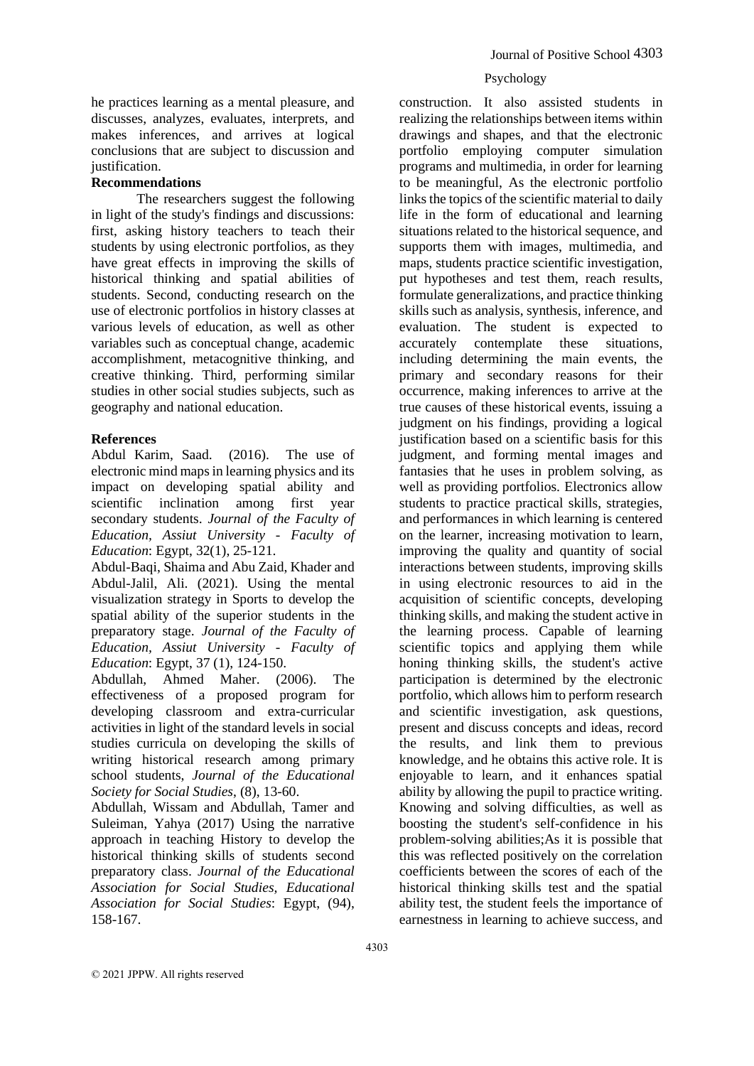he practices learning as a mental pleasure, and discusses, analyzes, evaluates, interprets, and makes inferences, and arrives at logical conclusions that are subject to discussion and justification.

**Recommendations**

The researchers suggest the following in light of the study's findings and discussions: first, asking history teachers to teach their students by using electronic portfolios, as they have great effects in improving the skills of historical thinking and spatial abilities of students. Second, conducting research on the use of electronic portfolios in history classes at various levels of education, as well as other variables such as conceptual change, academic accomplishment, metacognitive thinking, and creative thinking. Third, performing similar studies in other social studies subjects, such as geography and national education.

**References**

Abdul Karim, Saad. (2016). The use of electronic mind maps in learning physics and its impact on developing spatial ability and scientific inclination among first year secondary students. *Journal of the Faculty of Education, Assiut University - Faculty of Education*: Egypt, 32(1), 25-121.

Abdul-Baqi, Shaima and Abu Zaid, Khader and Abdul-Jalil, Ali. (2021). Using the mental visualization strategy in Sports to develop the spatial ability of the superior students in the preparatory stage. *Journal of the Faculty of Education, Assiut University - Faculty of Education*: Egypt, 37 (1), 124-150.

Abdullah, Ahmed Maher. (2006). The effectiveness of a proposed program for developing classroom and extra-curricular activities in light of the standard levels in social studies curricula on developing the skills of writing historical research among primary school students, *Journal of the Educational Society for Social Studies*, (8), 13-60.

Abdullah, Wissam and Abdullah, Tamer and Suleiman, Yahya (2017) Using the narrative approach in teaching History to develop the historical thinking skills of students second preparatory class. *Journal of the Educational Association for Social Studies, Educational Association for Social Studies*: Egypt, (94), 158-167.

construction. It also assisted students in realizing the relationships between items within drawings and shapes, and that the electronic portfolio employing computer simulation programs and multimedia, in order for learning to be meaningful, As the electronic portfolio links the topics of the scientific material to daily life in the form of educational and learning situations related to the historical sequence, and supports them with images, multimedia, and maps, students practice scientific investigation, put hypotheses and test them, reach results, formulate generalizations, and practice thinking skills such as analysis, synthesis, inference, and evaluation. The student is expected to accurately contemplate these situations, including determining the main events, the primary and secondary reasons for their occurrence, making inferences to arrive at the true causes of these historical events, issuing a judgment on his findings, providing a logical justification based on a scientific basis for this judgment, and forming mental images and fantasies that he uses in problem solving, as well as providing portfolios. Electronics allow students to practice practical skills, strategies, and performances in which learning is centered on the learner, increasing motivation to learn, improving the quality and quantity of social interactions between students, improving skills in using electronic resources to aid in the acquisition of scientific concepts, developing thinking skills, and making the student active in the learning process. Capable of learning scientific topics and applying them while honing thinking skills, the student's active participation is determined by the electronic portfolio, which allows him to perform research and scientific investigation, ask questions, present and discuss concepts and ideas, record the results, and link them to previous knowledge, and he obtains this active role. It is enjoyable to learn, and it enhances spatial ability by allowing the pupil to practice writing. Knowing and solving difficulties, as well as boosting the student's self-confidence in his problem-solving abilities;As it is possible that this was reflected positively on the correlation coefficients between the scores of each of the historical thinking skills test and the spatial ability test, the student feels the importance of earnestness in learning to achieve success, and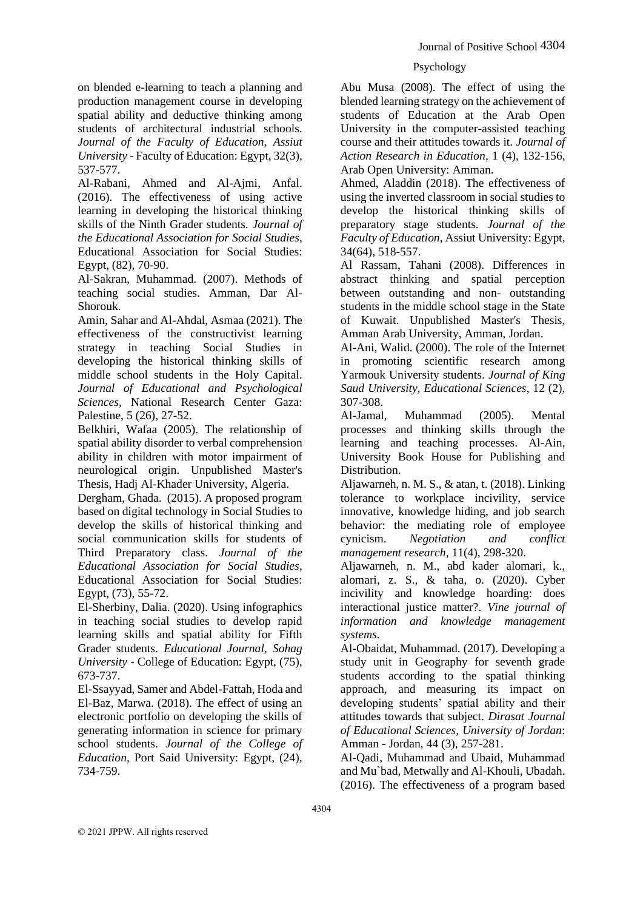on blended e-learning to teach a planning and production management course in developing spatial ability and deductive thinking among students of architectural industrial schools. *Journal of the Faculty of Education, Assiut University* - Faculty of Education: Egypt, 32(3), 537-577.

Al-Rabani, Ahmed and Al-Ajmi, Anfal. (2016). The effectiveness of using active learning in developing the historical thinking skills of the Ninth Grader students. *Journal of the Educational Association for Social Studies*, Educational Association for Social Studies: Egypt, (82), 70-90.

Al-Sakran, Muhammad. (2007). Methods of teaching social studies. Amman, Dar Al-Shorouk.

Amin, Sahar and Al-Ahdal, Asmaa (2021). The effectiveness of the constructivist learning strategy in teaching Social Studies in developing the historical thinking skills of middle school students in the Holy Capital. *Journal of Educational and Psychological Sciences*, National Research Center Gaza: Palestine, 5 (26), 27-52.

Belkhiri, Wafaa (2005). The relationship of spatial ability disorder to verbal comprehension ability in children with motor impairment of neurological origin. Unpublished Master's Thesis, Hadj Al-Khader University, Algeria.

Dergham, Ghada. (2015). A proposed program based on digital technology in Social Studies to develop the skills of historical thinking and social communication skills for students of Third Preparatory class. *Journal of the Educational Association for Social Studies*, Educational Association for Social Studies: Egypt, (73), 55-72.

El-Sherbiny, Dalia. (2020). Using infographics in teaching social studies to develop rapid learning skills and spatial ability for Fifth Grader students. *Educational Journal, Sohag University* - College of Education: Egypt, (75), 673-737.

El-Ssayyad, Samer and Abdel-Fattah, Hoda and El-Baz, Marwa. (2018). The effect of using an electronic portfolio on developing the skills of generating information in science for primary school students. *Journal of the College of Education*, Port Said University: Egypt, (24), 734-759.

Abu Musa (2008). The effect of using the blended learning strategy on the achievement of students of Education at the Arab Open University in the computer-assisted teaching course and their attitudes towards it. *Journal of Action Research in Education*, 1 (4), 132-156, Arab Open University: Amman.

Ahmed, Aladdin (2018). The effectiveness of using the inverted classroom in social studies to develop the historical thinking skills of preparatory stage students. *Journal of the Faculty of Education*, Assiut University: Egypt, 34(64), 518-557.

Al Rassam, Tahani (2008). Differences in abstract thinking and spatial perception between outstanding and non- outstanding students in the middle school stage in the State of Kuwait. Unpublished Master's Thesis, Amman Arab University, Amman, Jordan.

Al-Ani, Walid. (2000). The role of the Internet in promoting scientific research among Yarmouk University students. *Journal of King Saud University, Educational Sciences*, 12 (2), 307-308.

Al-Jamal, Muhammad (2005). Mental processes and thinking skills through the learning and teaching processes. Al-Ain, University Book House for Publishing and Distribution.

Aljawarneh, n. M. S., & atan, t. (2018). Linking tolerance to workplace incivility, service innovative, knowledge hiding, and job search behavior: the mediating role of employee cynicism. *Negotiation and conflict management research*, 11(4), 298-320.

Aljawarneh, n. M., abd kader alomari, k., alomari, z. S., & taha, o. (2020). Cyber incivility and knowledge hoarding: does interactional justice matter?. *Vine journal of information and knowledge management systems.*

Al-Obaidat, Muhammad. (2017). Developing a study unit in Geography for seventh grade students according to the spatial thinking approach, and measuring its impact on developing students' spatial ability and their attitudes towards that subject. *Dirasat Journal of Educational Sciences, University of Jordan*: Amman - Jordan, 44 (3), 257-281.

Al-Qadi, Muhammad and Ubaid, Muhammad and Mu`bad, Metwally and Al-Khouli, Ubadah. (2016). The effectiveness of a program based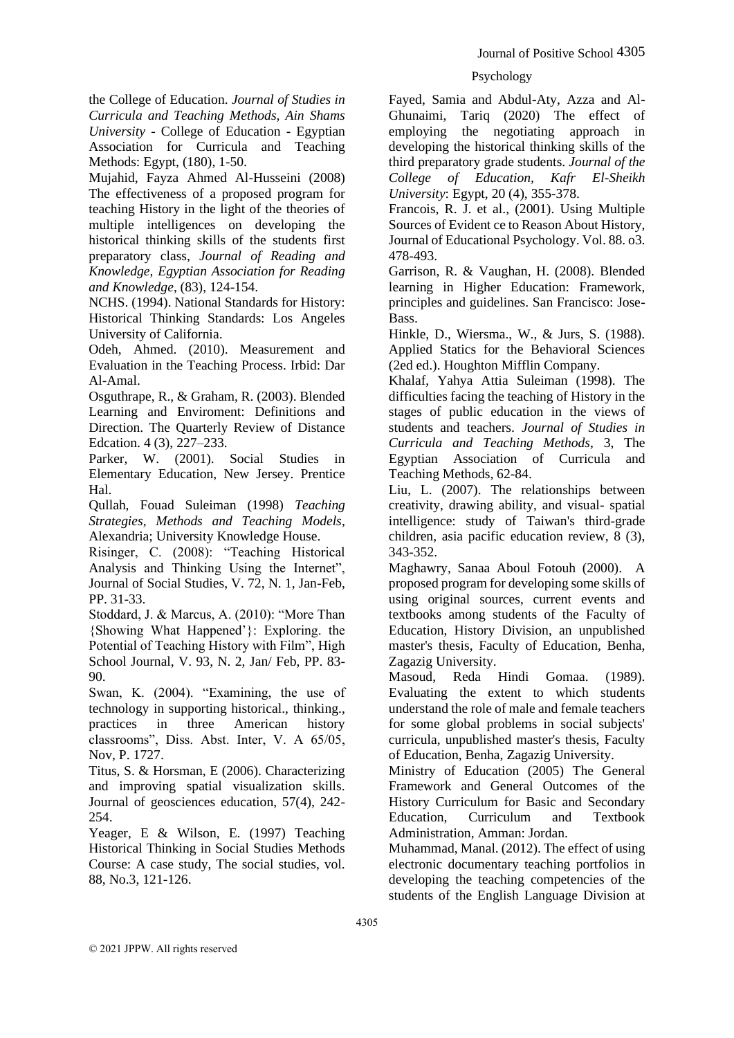the College of Education. *Journal of Studies in Curricula and Teaching Methods, Ain Shams University* - College of Education - Egyptian Association for Curricula and Teaching Methods: Egypt, (180), 1-50.

Mujahid, Fayza Ahmed Al-Husseini (2008) The effectiveness of a proposed program for teaching History in the light of the theories of multiple intelligences on developing the historical thinking skills of the students first preparatory class, *Journal of Reading and Knowledge, Egyptian Association for Reading and Knowledge*, (83), 124-154.

NCHS. (1994). National Standards for History: Historical Thinking Standards: Los Angeles University of California.

Odeh, Ahmed. (2010). Measurement and Evaluation in the Teaching Process. Irbid: Dar Al-Amal.

Osguthrape, R., & Graham, R. (2003). Blended Learning and Enviroment: Definitions and Direction. The Quarterly Review of Distance Edcation. 4 (3), 227–233.

Parker, W. (2001). Social Studies in Elementary Education, New Jersey. Prentice Hal.

Qullah, Fouad Suleiman (1998) *Teaching Strategies, Methods and Teaching Models*, Alexandria; University Knowledge House.

Risinger, C. (2008): "Teaching Historical Analysis and Thinking Using the Internet", Journal of Social Studies, V. 72, N. 1, Jan-Feb, PP. 31-33.

Stoddard, J. & Marcus, A. (2010): "More Than {Showing What Happened'}: Exploring. the Potential of Teaching History with Film", High School Journal, V. 93, N. 2, Jan/ Feb, PP. 83-90.

Swan, K. (2004). "Examining, the use of technology in supporting historical., thinking., practices in three American history classrooms", Diss. Abst. Inter, V. A 65/05, Nov, P. 1727.

Titus, S. & Horsman, E (2006). Characterizing and improving spatial visualization skills. Journal of geosciences education, 57(4), 242-254.

Yeager, E & Wilson, E. (1997) Teaching Historical Thinking in Social Studies Methods Course: A case study, The social studies, vol. 88, No.3, 121-126.

Fayed, Samia and Abdul-Aty, Azza and Al-Ghunaimi, Tariq (2020) The effect of employing the negotiating approach in developing the historical thinking skills of the third preparatory grade students. *Journal of the College of Education, Kafr El-Sheikh University*: Egypt, 20 (4), 355-378.

Francois, R. J. et al., (2001). Using Multiple Sources of Evident ce to Reason About History, Journal of Educational Psychology. Vol. 88. o3. 478-493.

Garrison, R. & Vaughan, H. (2008). Blended learning in Higher Education: Framework, principles and guidelines. San Francisco: Jose-Bass.

Hinkle, D., Wiersma., W., & Jurs, S. (1988). Applied Statics for the Behavioral Sciences (2ed ed.). Houghton Mifflin Company.

Khalaf, Yahya Attia Suleiman (1998). The difficulties facing the teaching of History in the stages of public education in the views of students and teachers. *Journal of Studies in Curricula and Teaching Methods*, 3, The Egyptian Association of Curricula and Teaching Methods, 62-84.

Liu, L. (2007). The relationships between creativity, drawing ability, and visual- spatial intelligence: study of Taiwan's third-grade children, asia pacific education review, 8 (3), 343-352.

Maghawry, Sanaa Aboul Fotouh (2000). A proposed program for developing some skills of using original sources, current events and textbooks among students of the Faculty of Education, History Division, an unpublished master's thesis, Faculty of Education, Benha, Zagazig University.

Masoud, Reda Hindi Gomaa. (1989). Evaluating the extent to which students understand the role of male and female teachers for some global problems in social subjects' curricula, unpublished master's thesis, Faculty of Education, Benha, Zagazig University.

Ministry of Education (2005) The General Framework and General Outcomes of the History Curriculum for Basic and Secondary Education, Curriculum and Textbook Administration, Amman: Jordan.

Muhammad, Manal. (2012). The effect of using electronic documentary teaching portfolios in developing the teaching competencies of the students of the English Language Division at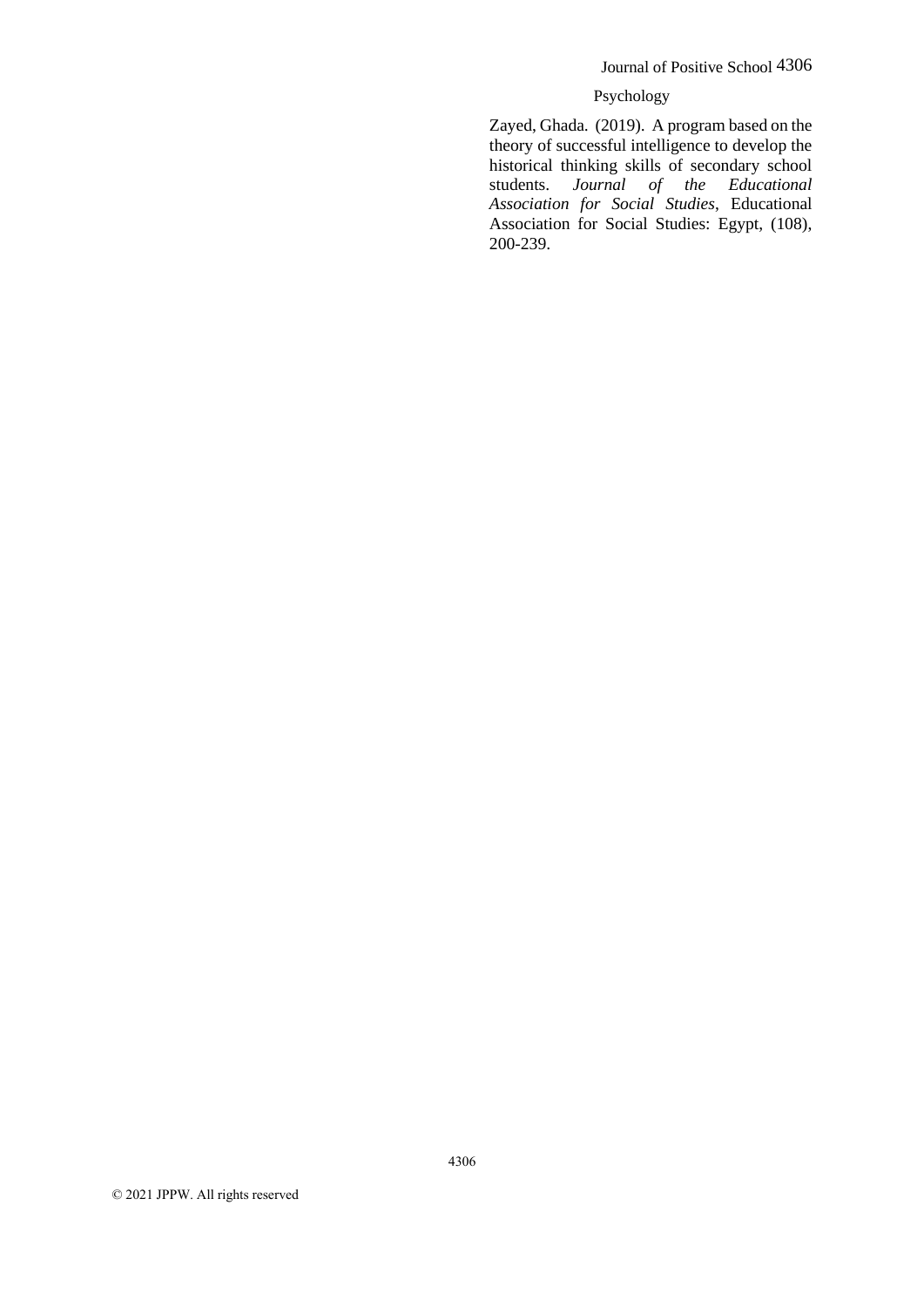Zayed, Ghada. (2019). A program based on the theory of successful intelligence to develop the historical thinking skills of secondary school students. *Journal of the Educational Association for Social Studies*, Educational Association for Social Studies: Egypt, (108), 200-239.